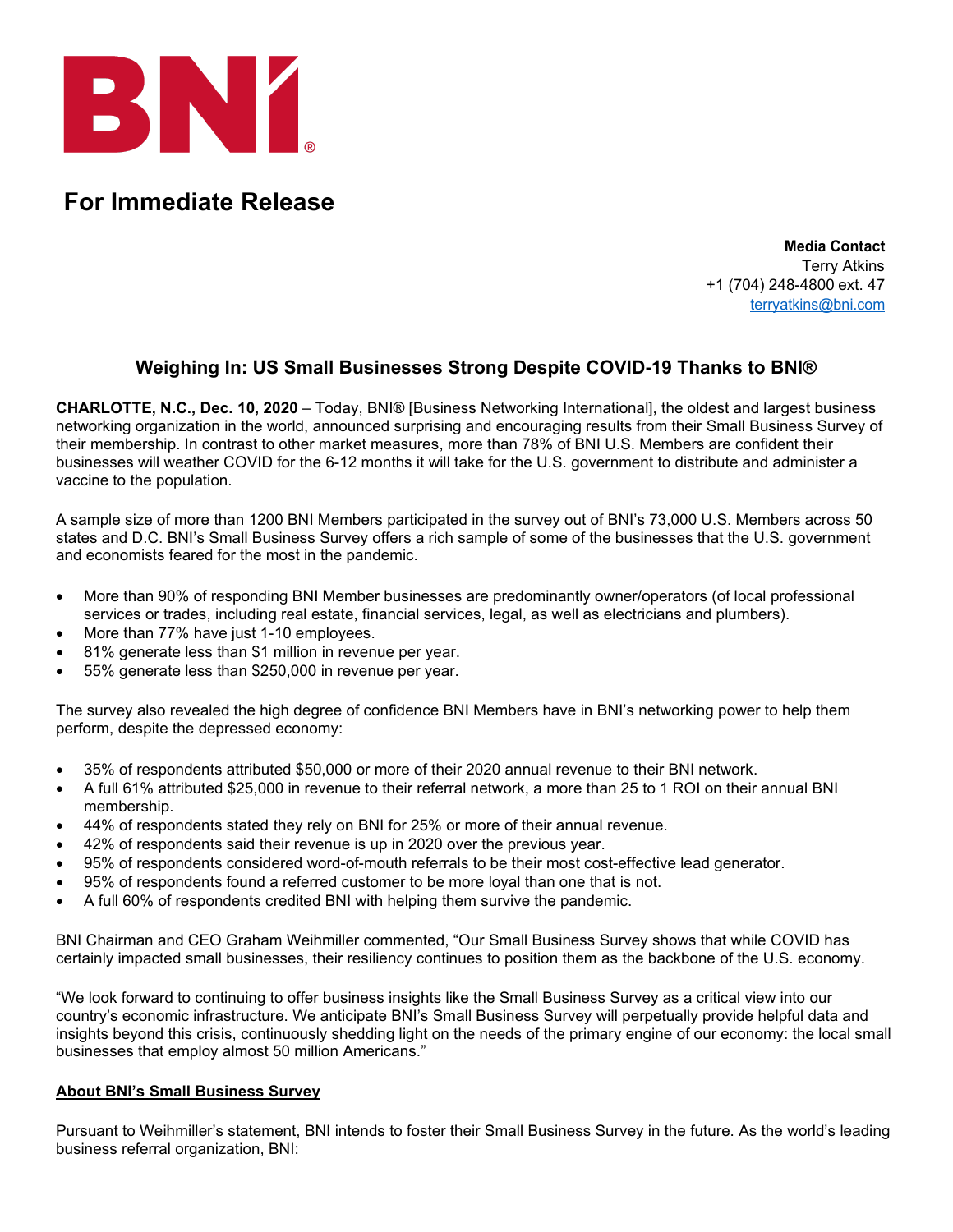BNI®

# For Immediate Release

**Media Contact**
Terry Atkins
+1 (704) 248-4800 ext. 47
terryatkins@bni.com

## Weighing In: US Small Businesses Strong Despite COVID-19 Thanks to BNI®

**CHARLOTTE, N.C., Dec. 10, 2020** – Today, BNI® [Business Networking International], the oldest and largest business networking organization in the world, announced surprising and encouraging results from their Small Business Survey of their membership. In contrast to other market measures, more than 78% of BNI U.S. Members are confident their businesses will weather COVID for the 6-12 months it will take for the U.S. government to distribute and administer a vaccine to the population.

A sample size of more than 1200 BNI Members participated in the survey out of BNI's 73,000 U.S. Members across 50 states and D.C. BNI's Small Business Survey offers a rich sample of some of the businesses that the U.S. government and economists feared for the most in the pandemic.

- More than 90% of responding BNI Member businesses are predominantly owner/operators (of local professional services or trades, including real estate, financial services, legal, as well as electricians and plumbers).
- More than 77% have just 1-10 employees.
- 81% generate less than $1 million in revenue per year.
- 55% generate less than $250,000 in revenue per year.

The survey also revealed the high degree of confidence BNI Members have in BNI's networking power to help them perform, despite the depressed economy:

- 35% of respondents attributed $50,000 or more of their 2020 annual revenue to their BNI network.
- A full 61% attributed $25,000 in revenue to their referral network, a more than 25 to 1 ROI on their annual BNI membership.
- 44% of respondents stated they rely on BNI for 25% or more of their annual revenue.
- 42% of respondents said their revenue is up in 2020 over the previous year.
- 95% of respondents considered word-of-mouth referrals to be their most cost-effective lead generator.
- 95% of respondents found a referred customer to be more loyal than one that is not.
- A full 60% of respondents credited BNI with helping them survive the pandemic.

BNI Chairman and CEO Graham Weihmiller commented, "Our Small Business Survey shows that while COVID has certainly impacted small businesses, their resiliency continues to position them as the backbone of the U.S. economy.

"We look forward to continuing to offer business insights like the Small Business Survey as a critical view into our country's economic infrastructure. We anticipate BNI's Small Business Survey will perpetually provide helpful data and insights beyond this crisis, continuously shedding light on the needs of the primary engine of our economy: the local small businesses that employ almost 50 million Americans."

**About BNI's Small Business Survey**

Pursuant to Weihmiller's statement, BNI intends to foster their Small Business Survey in the future. As the world's leading business referral organization, BNI: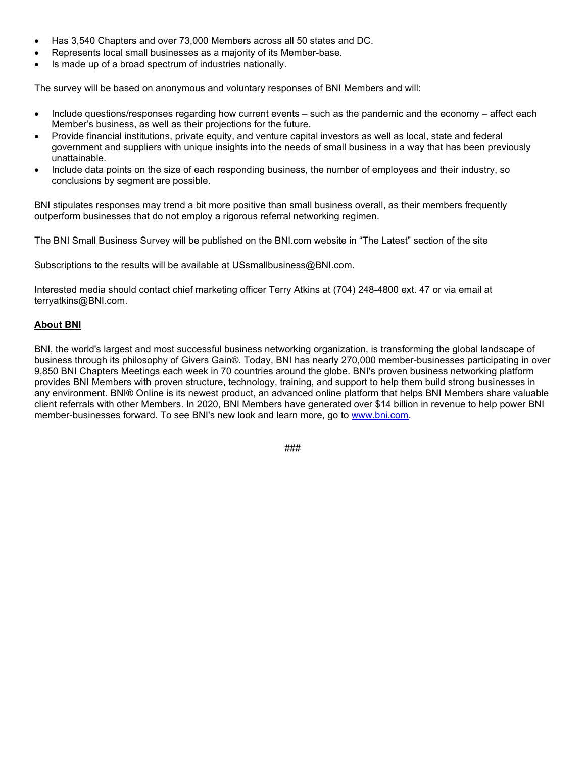- Has 3,540 Chapters and over 73,000 Members across all 50 states and DC.
- Represents local small businesses as a majority of its Member-base.
- Is made up of a broad spectrum of industries nationally.

The survey will be based on anonymous and voluntary responses of BNI Members and will:

- Include questions/responses regarding how current events – such as the pandemic and the economy – affect each Member's business, as well as their projections for the future.
- Provide financial institutions, private equity, and venture capital investors as well as local, state and federal government and suppliers with unique insights into the needs of small business in a way that has been previously unattainable.
- Include data points on the size of each responding business, the number of employees and their industry, so conclusions by segment are possible.

BNI stipulates responses may trend a bit more positive than small business overall, as their members frequently outperform businesses that do not employ a rigorous referral networking regimen.

The BNI Small Business Survey will be published on the BNI.com website in "The Latest" section of the site

Subscriptions to the results will be available at USsmallbusiness@BNI.com.

Interested media should contact chief marketing officer Terry Atkins at (704) 248-4800 ext. 47 or via email at terryatkins@BNI.com.

**About BNI**

BNI, the world's largest and most successful business networking organization, is transforming the global landscape of business through its philosophy of Givers Gain®. Today, BNI has nearly 270,000 member-businesses participating in over 9,850 BNI Chapters Meetings each week in 70 countries around the globe. BNI's proven business networking platform provides BNI Members with proven structure, technology, training, and support to help them build strong businesses in any environment. BNI® Online is its newest product, an advanced online platform that helps BNI Members share valuable client referrals with other Members. In 2020, BNI Members have generated over $14 billion in revenue to help power BNI member-businesses forward. To see BNI's new look and learn more, go to [www.bni.com](http://www.bni.com).

###